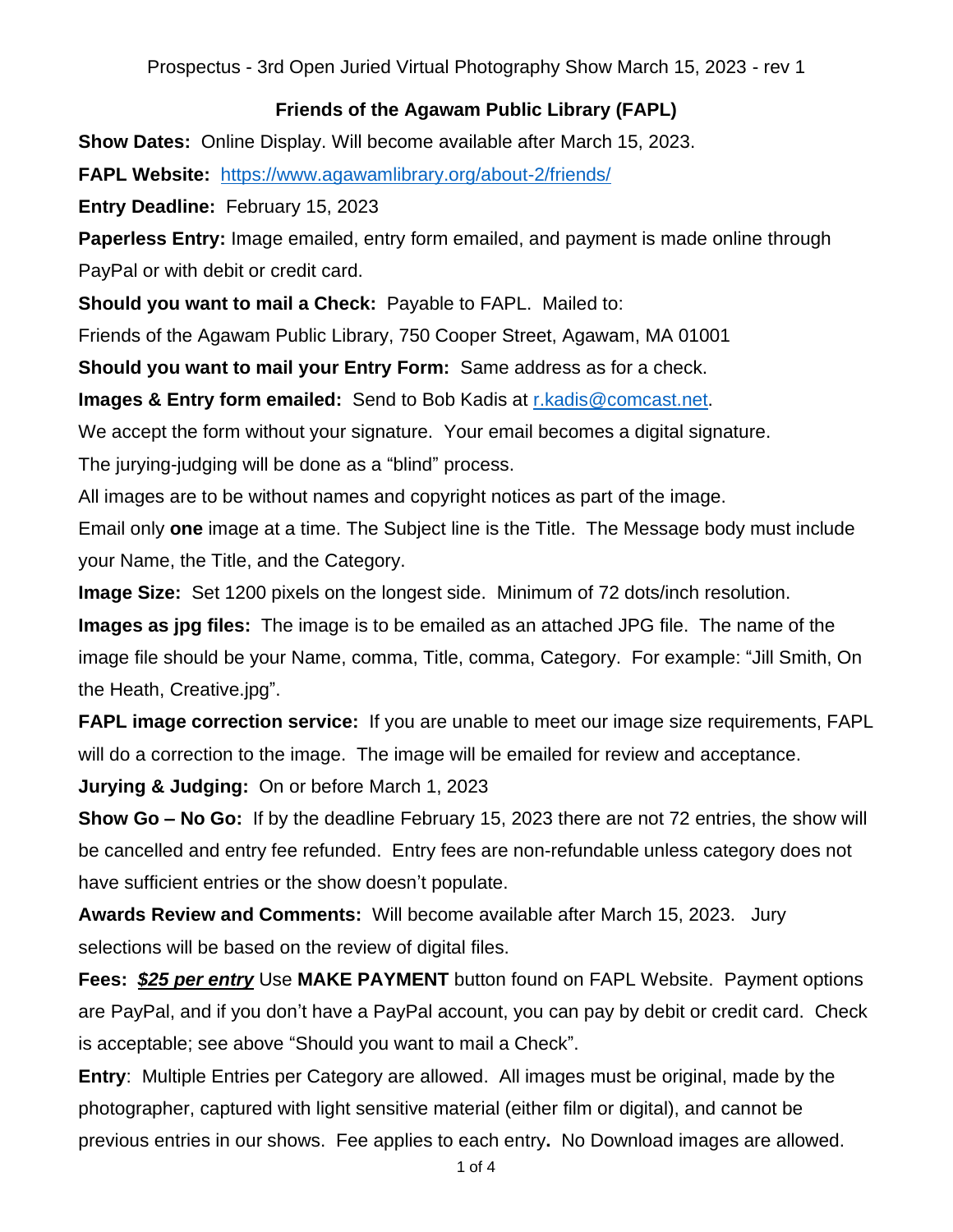Prospectus - 3rd Open Juried Virtual Photography Show March 15, 2023 - rev 1

## Friends of the Agawam Public Library (FAPL)

**Show Dates:** Online Display. Will become available after March 15, 2023.

**FAPL Website:** https://www.agawamlibrary.org/about-2/friends/

**Entry Deadline:** February 15, 2023

**Paperless Entry:** Image emailed, entry form emailed, and payment is made online through PayPal or with debit or credit card.

**Should you want to mail a Check:** Payable to FAPL. Mailed to:

Friends of the Agawam Public Library, 750 Cooper Street, Agawam, MA 01001

**Should you want to mail your Entry Form:** Same address as for a check.

**Images & Entry form emailed:** Send to Bob Kadis at r.kadis@comcast.net.

We accept the form without your signature. Your email becomes a digital signature.

The jurying-judging will be done as a "blind" process.

All images are to be without names and copyright notices as part of the image.

Email only **one** image at a time. The Subject line is the Title. The Message body must include your Name, the Title, and the Category.

**Image Size:** Set 1200 pixels on the longest side. Minimum of 72 dots/inch resolution.

**Images as jpg files:** The image is to be emailed as an attached JPG file. The name of the image file should be your Name, comma, Title, comma, Category. For example: "Jill Smith, On the Heath, Creative.jpg".

**FAPL image correction service:** If you are unable to meet our image size requirements, FAPL will do a correction to the image. The image will be emailed for review and acceptance.

**Jurying & Judging:** On or before March 1, 2023

**Show Go – No Go:** If by the deadline February 15, 2023 there are not 72 entries, the show will be cancelled and entry fee refunded. Entry fees are non-refundable unless category does not have sufficient entries or the show doesn't populate.

**Awards Review and Comments:** Will become available after March 15, 2023. Jury selections will be based on the review of digital files.

**Fees:** ***$25 per entry*** Use **MAKE PAYMENT** button found on FAPL Website. Payment options are PayPal, and if you don't have a PayPal account, you can pay by debit or credit card. Check is acceptable; see above "Should you want to mail a Check".

**Entry**: Multiple Entries per Category are allowed. All images must be original, made by the photographer, captured with light sensitive material (either film or digital), and cannot be previous entries in our shows. Fee applies to each entry**.** No Download images are allowed.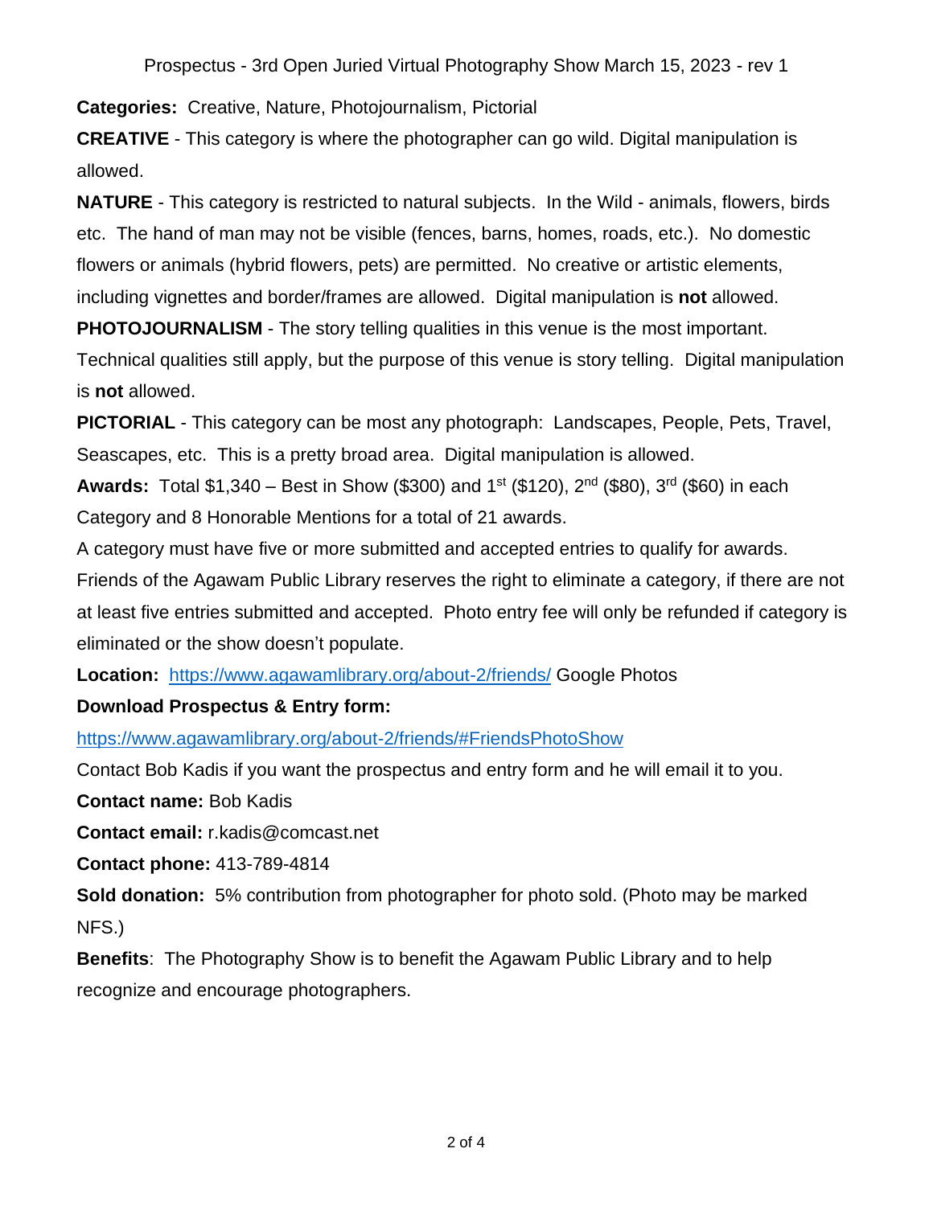**Categories:** Creative, Nature, Photojournalism, Pictorial

**CREATIVE** - This category is where the photographer can go wild. Digital manipulation is allowed.

**NATURE** - This category is restricted to natural subjects. In the Wild - animals, flowers, birds etc. The hand of man may not be visible (fences, barns, homes, roads, etc.). No domestic flowers or animals (hybrid flowers, pets) are permitted. No creative or artistic elements, including vignettes and border/frames are allowed. Digital manipulation is **not** allowed.

**PHOTOJOURNALISM** - The story telling qualities in this venue is the most important. Technical qualities still apply, but the purpose of this venue is story telling. Digital manipulation is **not** allowed.

**PICTORIAL** - This category can be most any photograph: Landscapes, People, Pets, Travel, Seascapes, etc. This is a pretty broad area. Digital manipulation is allowed.

**Awards:** Total $1,340 – Best in Show ($300) and 1st ($120), 2nd ($80), 3rd ($60) in each Category and 8 Honorable Mentions for a total of 21 awards.

A category must have five or more submitted and accepted entries to qualify for awards. Friends of the Agawam Public Library reserves the right to eliminate a category, if there are not at least five entries submitted and accepted. Photo entry fee will only be refunded if category is eliminated or the show doesn't populate.

**Location:** https://www.agawamlibrary.org/about-2/friends/ Google Photos

**Download Prospectus & Entry form:**

https://www.agawamlibrary.org/about-2/friends/#FriendsPhotoShow

Contact Bob Kadis if you want the prospectus and entry form and he will email it to you.

**Contact name:** Bob Kadis

**Contact email:** r.kadis@comcast.net

**Contact phone:** 413-789-4814

**Sold donation:** 5% contribution from photographer for photo sold. (Photo may be marked NFS.)

**Benefits**: The Photography Show is to benefit the Agawam Public Library and to help recognize and encourage photographers.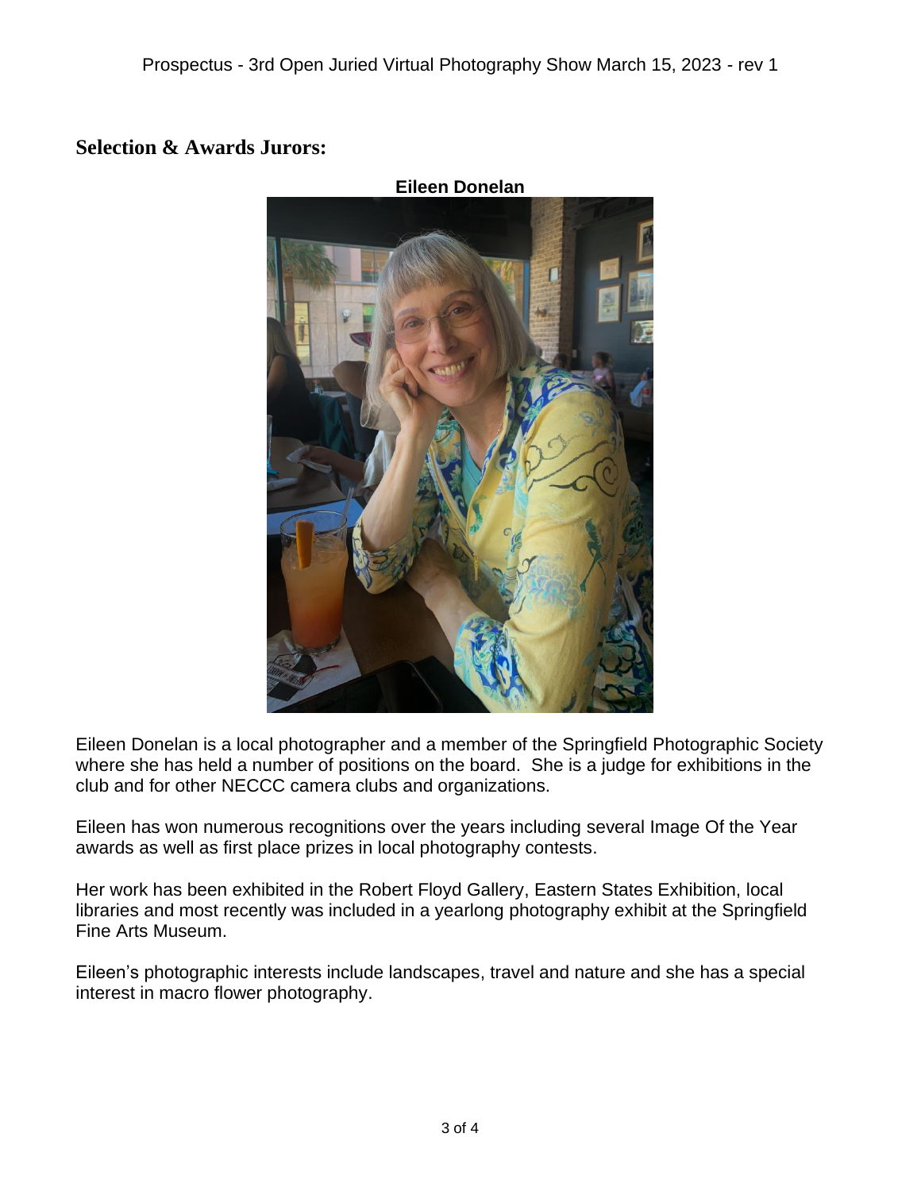## Selection & Awards Jurors:

**Eileen Donelan**

Eileen Donelan is a local photographer and a member of the Springfield Photographic Society where she has held a number of positions on the board. She is a judge for exhibitions in the club and for other NECCC camera clubs and organizations.

Eileen has won numerous recognitions over the years including several Image Of the Year awards as well as first place prizes in local photography contests.

Her work has been exhibited in the Robert Floyd Gallery, Eastern States Exhibition, local libraries and most recently was included in a yearlong photography exhibit at the Springfield Fine Arts Museum.

Eileen's photographic interests include landscapes, travel and nature and she has a special interest in macro flower photography.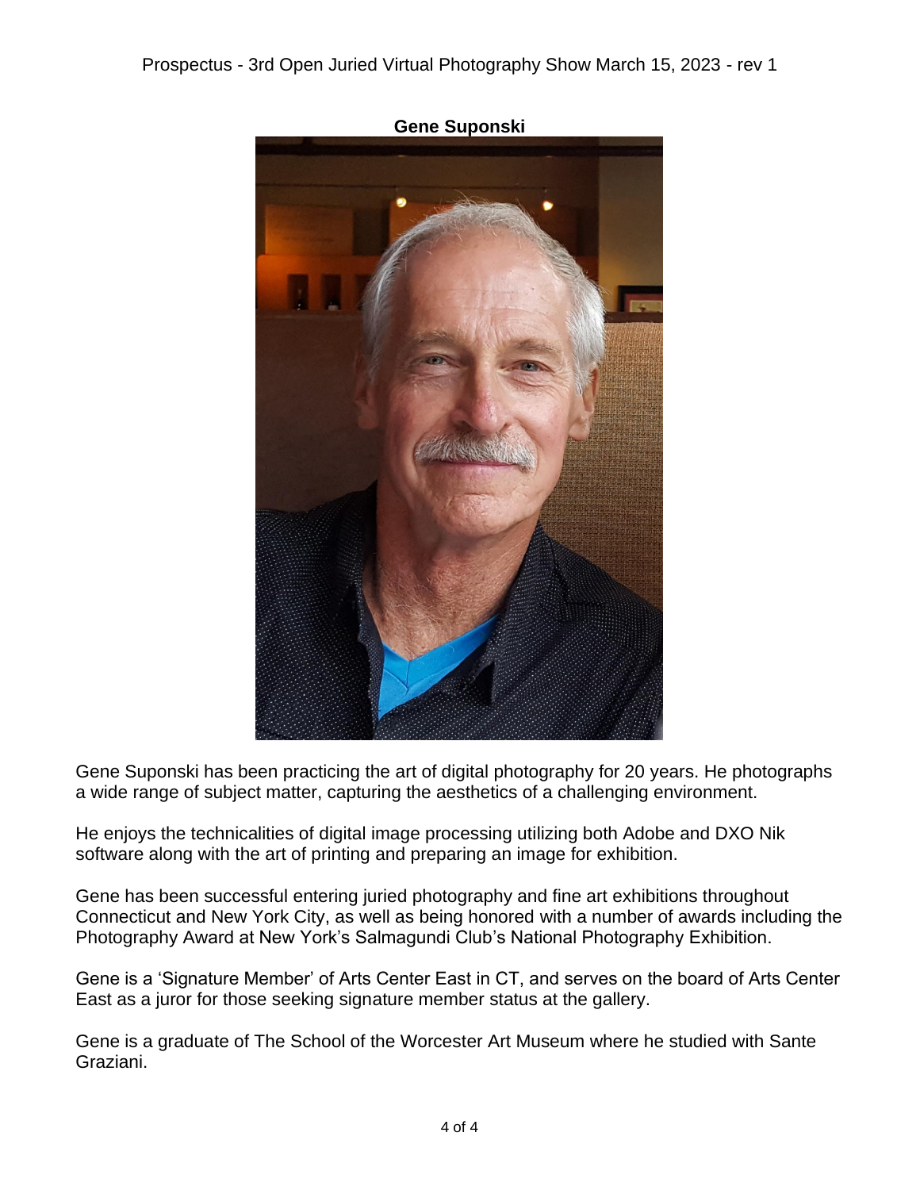**Gene Suponski**

Gene Suponski has been practicing the art of digital photography for 20 years. He photographs a wide range of subject matter, capturing the aesthetics of a challenging environment.

He enjoys the technicalities of digital image processing utilizing both Adobe and DXO Nik software along with the art of printing and preparing an image for exhibition.

Gene has been successful entering juried photography and fine art exhibitions throughout Connecticut and New York City, as well as being honored with a number of awards including the Photography Award at New York's Salmagundi Club's National Photography Exhibition.

Gene is a 'Signature Member' of Arts Center East in CT, and serves on the board of Arts Center East as a juror for those seeking signature member status at the gallery.

Gene is a graduate of The School of the Worcester Art Museum where he studied with Sante Graziani.